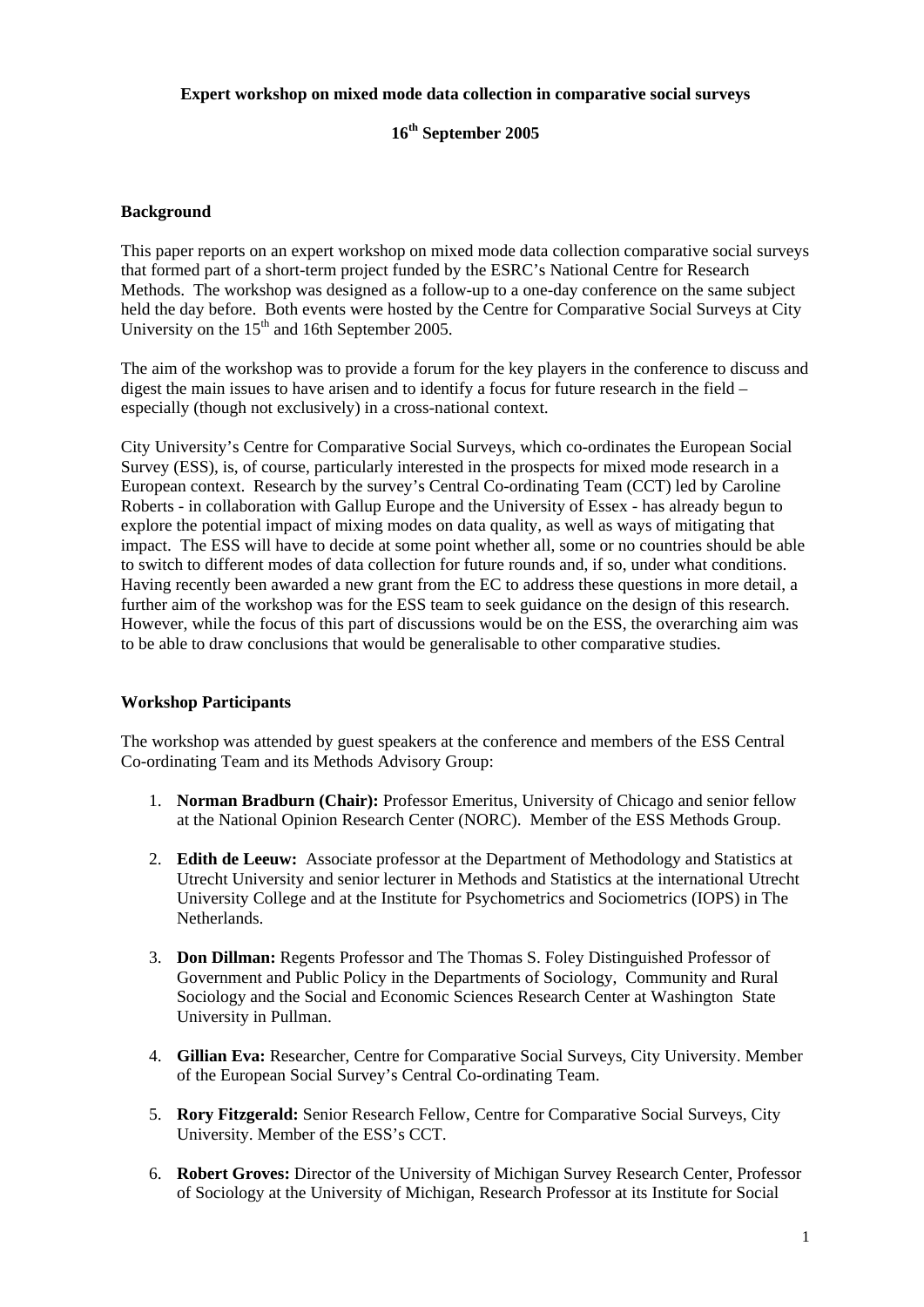**Expert workshop on mixed mode data collection in comparative social surveys**

**16th September 2005**

## Background

This paper reports on an expert workshop on mixed mode data collection comparative social surveys that formed part of a short-term project funded by the ESRC's National Centre for Research Methods. The workshop was designed as a follow-up to a one-day conference on the same subject held the day before. Both events were hosted by the Centre for Comparative Social Surveys at City University on the 15th and 16th September 2005.

The aim of the workshop was to provide a forum for the key players in the conference to discuss and digest the main issues to have arisen and to identify a focus for future research in the field – especially (though not exclusively) in a cross-national context.

City University's Centre for Comparative Social Surveys, which co-ordinates the European Social Survey (ESS), is, of course, particularly interested in the prospects for mixed mode research in a European context. Research by the survey's Central Co-ordinating Team (CCT) led by Caroline Roberts - in collaboration with Gallup Europe and the University of Essex - has already begun to explore the potential impact of mixing modes on data quality, as well as ways of mitigating that impact. The ESS will have to decide at some point whether all, some or no countries should be able to switch to different modes of data collection for future rounds and, if so, under what conditions. Having recently been awarded a new grant from the EC to address these questions in more detail, a further aim of the workshop was for the ESS team to seek guidance on the design of this research. However, while the focus of this part of discussions would be on the ESS, the overarching aim was to be able to draw conclusions that would be generalisable to other comparative studies.

## Workshop Participants

The workshop was attended by guest speakers at the conference and members of the ESS Central Co-ordinating Team and its Methods Advisory Group:

1. **Norman Bradburn (Chair):** Professor Emeritus, University of Chicago and senior fellow at the National Opinion Research Center (NORC). Member of the ESS Methods Group.
2. **Edith de Leeuw:** Associate professor at the Department of Methodology and Statistics at Utrecht University and senior lecturer in Methods and Statistics at the international Utrecht University College and at the Institute for Psychometrics and Sociometrics (IOPS) in The Netherlands.
3. **Don Dillman:** Regents Professor and The Thomas S. Foley Distinguished Professor of Government and Public Policy in the Departments of Sociology, Community and Rural Sociology and the Social and Economic Sciences Research Center at Washington State University in Pullman.
4. **Gillian Eva:** Researcher, Centre for Comparative Social Surveys, City University. Member of the European Social Survey's Central Co-ordinating Team.
5. **Rory Fitzgerald:** Senior Research Fellow, Centre for Comparative Social Surveys, City University. Member of the ESS's CCT.
6. **Robert Groves:** Director of the University of Michigan Survey Research Center, Professor of Sociology at the University of Michigan, Research Professor at its Institute for Social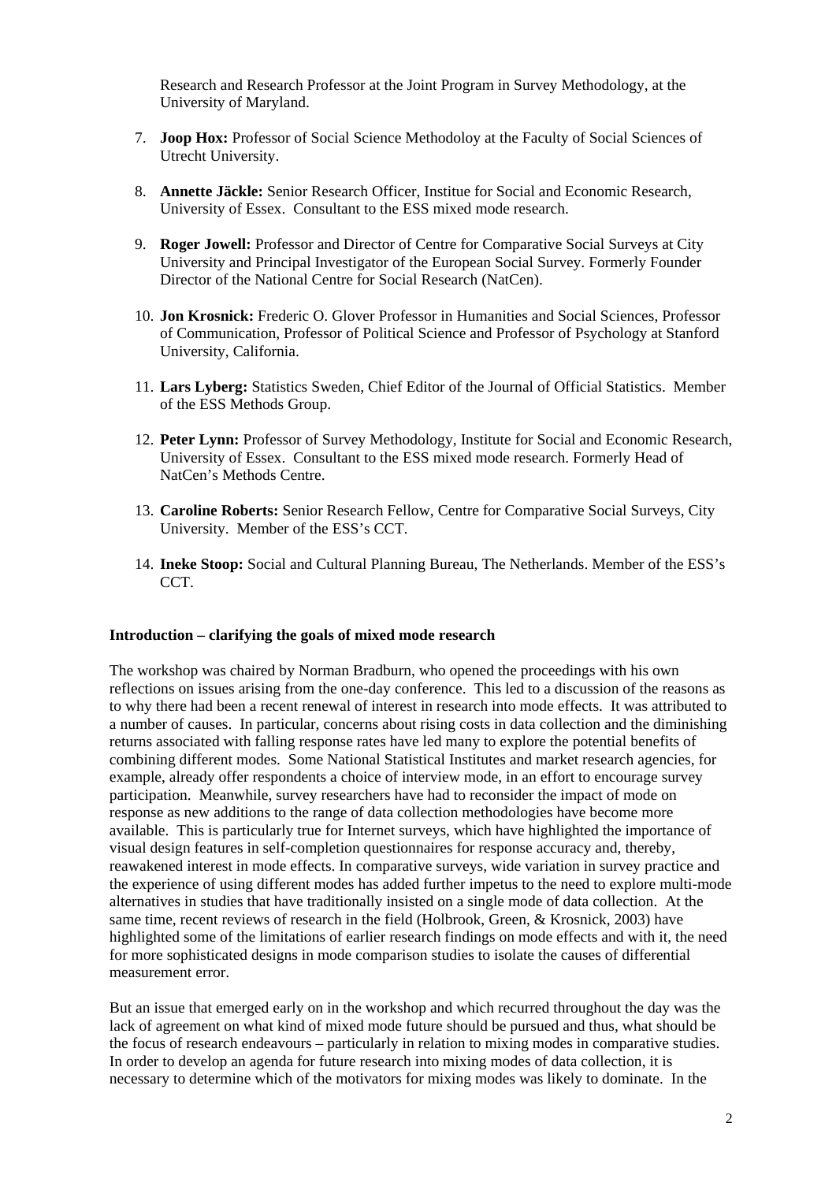Research and Research Professor at the Joint Program in Survey Methodology, at the University of Maryland.

7. **Joop Hox:** Professor of Social Science Methodoloy at the Faculty of Social Sciences of Utrecht University.

8. **Annette Jäckle:** Senior Research Officer, Institue for Social and Economic Research, University of Essex. Consultant to the ESS mixed mode research.

9. **Roger Jowell:** Professor and Director of Centre for Comparative Social Surveys at City University and Principal Investigator of the European Social Survey. Formerly Founder Director of the National Centre for Social Research (NatCen).

10. **Jon Krosnick:** Frederic O. Glover Professor in Humanities and Social Sciences, Professor of Communication, Professor of Political Science and Professor of Psychology at Stanford University, California.

11. **Lars Lyberg:** Statistics Sweden, Chief Editor of the Journal of Official Statistics. Member of the ESS Methods Group.

12. **Peter Lynn:** Professor of Survey Methodology, Institute for Social and Economic Research, University of Essex. Consultant to the ESS mixed mode research. Formerly Head of NatCen's Methods Centre.

13. **Caroline Roberts:** Senior Research Fellow, Centre for Comparative Social Surveys, City University. Member of the ESS's CCT.

14. **Ineke Stoop:** Social and Cultural Planning Bureau, The Netherlands. Member of the ESS's CCT.

**Introduction – clarifying the goals of mixed mode research**

The workshop was chaired by Norman Bradburn, who opened the proceedings with his own reflections on issues arising from the one-day conference. This led to a discussion of the reasons as to why there had been a recent renewal of interest in research into mode effects. It was attributed to a number of causes. In particular, concerns about rising costs in data collection and the diminishing returns associated with falling response rates have led many to explore the potential benefits of combining different modes. Some National Statistical Institutes and market research agencies, for example, already offer respondents a choice of interview mode, in an effort to encourage survey participation. Meanwhile, survey researchers have had to reconsider the impact of mode on response as new additions to the range of data collection methodologies have become more available. This is particularly true for Internet surveys, which have highlighted the importance of visual design features in self-completion questionnaires for response accuracy and, thereby, reawakened interest in mode effects. In comparative surveys, wide variation in survey practice and the experience of using different modes has added further impetus to the need to explore multi-mode alternatives in studies that have traditionally insisted on a single mode of data collection. At the same time, recent reviews of research in the field (Holbrook, Green, & Krosnick, 2003) have highlighted some of the limitations of earlier research findings on mode effects and with it, the need for more sophisticated designs in mode comparison studies to isolate the causes of differential measurement error.

But an issue that emerged early on in the workshop and which recurred throughout the day was the lack of agreement on what kind of mixed mode future should be pursued and thus, what should be the focus of research endeavours – particularly in relation to mixing modes in comparative studies. In order to develop an agenda for future research into mixing modes of data collection, it is necessary to determine which of the motivators for mixing modes was likely to dominate. In the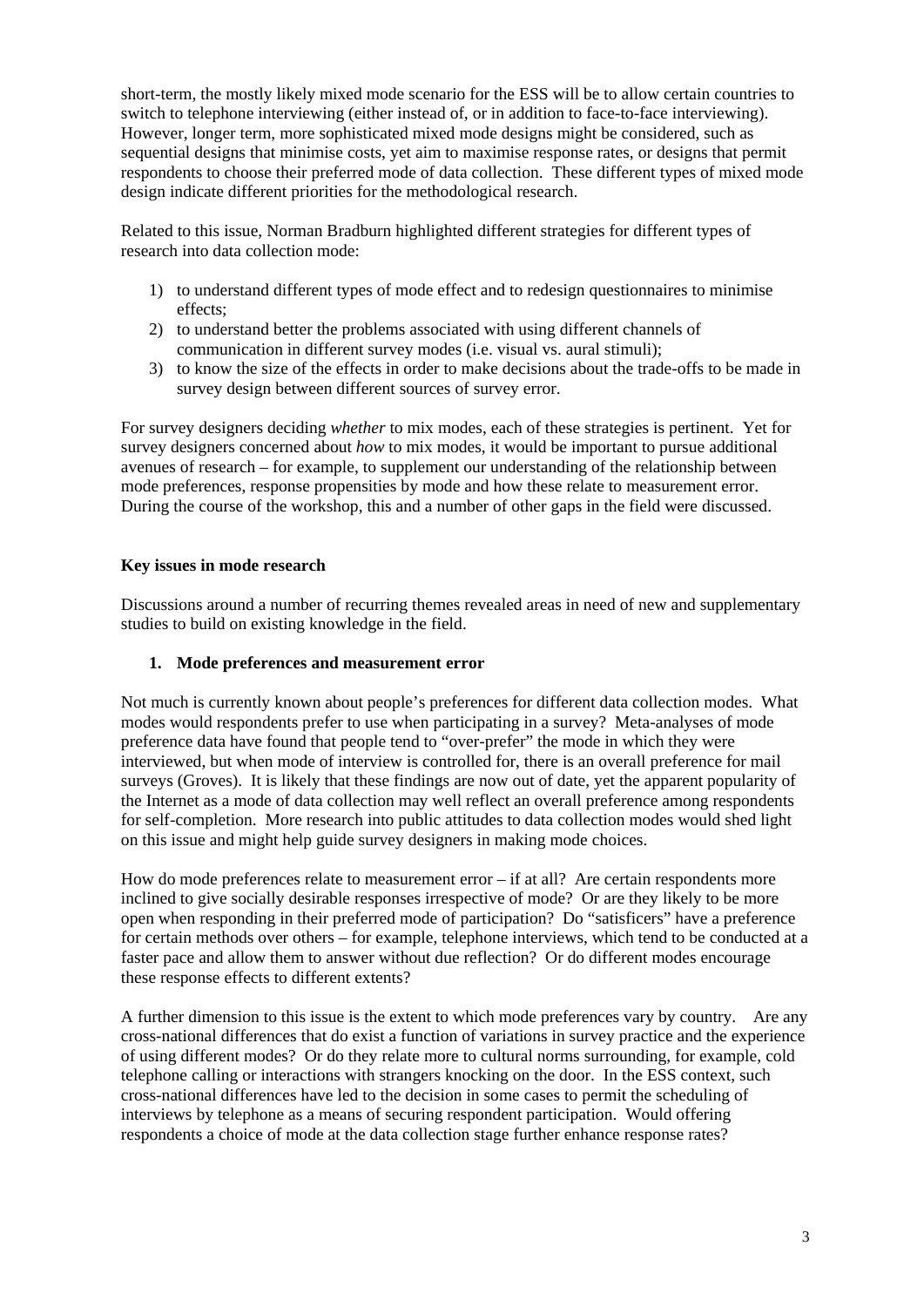short-term, the mostly likely mixed mode scenario for the ESS will be to allow certain countries to switch to telephone interviewing (either instead of, or in addition to face-to-face interviewing). However, longer term, more sophisticated mixed mode designs might be considered, such as sequential designs that minimise costs, yet aim to maximise response rates, or designs that permit respondents to choose their preferred mode of data collection. These different types of mixed mode design indicate different priorities for the methodological research.

Related to this issue, Norman Bradburn highlighted different strategies for different types of research into data collection mode:

1) to understand different types of mode effect and to redesign questionnaires to minimise effects;
2) to understand better the problems associated with using different channels of communication in different survey modes (i.e. visual vs. aural stimuli);
3) to know the size of the effects in order to make decisions about the trade-offs to be made in survey design between different sources of survey error.

For survey designers deciding *whether* to mix modes, each of these strategies is pertinent. Yet for survey designers concerned about *how* to mix modes, it would be important to pursue additional avenues of research – for example, to supplement our understanding of the relationship between mode preferences, response propensities by mode and how these relate to measurement error. During the course of the workshop, this and a number of other gaps in the field were discussed.

**Key issues in mode research**

Discussions around a number of recurring themes revealed areas in need of new and supplementary studies to build on existing knowledge in the field.

**1. Mode preferences and measurement error**

Not much is currently known about people's preferences for different data collection modes. What modes would respondents prefer to use when participating in a survey? Meta-analyses of mode preference data have found that people tend to "over-prefer" the mode in which they were interviewed, but when mode of interview is controlled for, there is an overall preference for mail surveys (Groves). It is likely that these findings are now out of date, yet the apparent popularity of the Internet as a mode of data collection may well reflect an overall preference among respondents for self-completion. More research into public attitudes to data collection modes would shed light on this issue and might help guide survey designers in making mode choices.

How do mode preferences relate to measurement error – if at all? Are certain respondents more inclined to give socially desirable responses irrespective of mode? Or are they likely to be more open when responding in their preferred mode of participation? Do "satisficers" have a preference for certain methods over others – for example, telephone interviews, which tend to be conducted at a faster pace and allow them to answer without due reflection? Or do different modes encourage these response effects to different extents?

A further dimension to this issue is the extent to which mode preferences vary by country. Are any cross-national differences that do exist a function of variations in survey practice and the experience of using different modes? Or do they relate more to cultural norms surrounding, for example, cold telephone calling or interactions with strangers knocking on the door. In the ESS context, such cross-national differences have led to the decision in some cases to permit the scheduling of interviews by telephone as a means of securing respondent participation. Would offering respondents a choice of mode at the data collection stage further enhance response rates?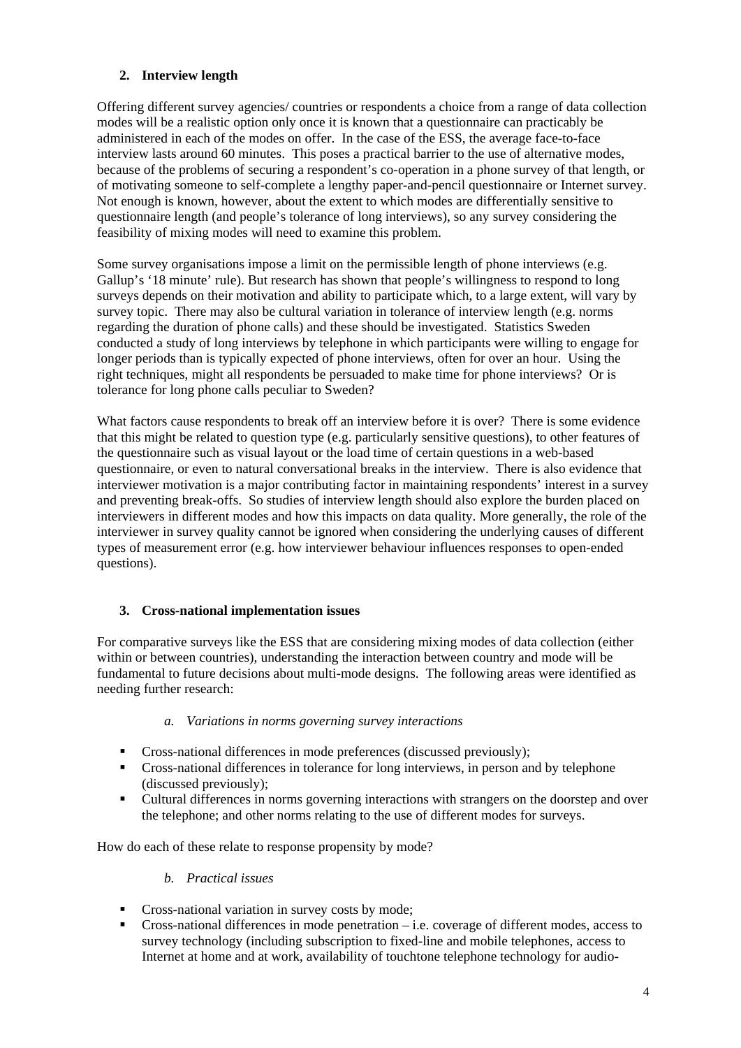## 2. Interview length

Offering different survey agencies/ countries or respondents a choice from a range of data collection modes will be a realistic option only once it is known that a questionnaire can practicably be administered in each of the modes on offer. In the case of the ESS, the average face-to-face interview lasts around 60 minutes. This poses a practical barrier to the use of alternative modes, because of the problems of securing a respondent's co-operation in a phone survey of that length, or of motivating someone to self-complete a lengthy paper-and-pencil questionnaire or Internet survey. Not enough is known, however, about the extent to which modes are differentially sensitive to questionnaire length (and people's tolerance of long interviews), so any survey considering the feasibility of mixing modes will need to examine this problem.

Some survey organisations impose a limit on the permissible length of phone interviews (e.g. Gallup's '18 minute' rule). But research has shown that people's willingness to respond to long surveys depends on their motivation and ability to participate which, to a large extent, will vary by survey topic. There may also be cultural variation in tolerance of interview length (e.g. norms regarding the duration of phone calls) and these should be investigated. Statistics Sweden conducted a study of long interviews by telephone in which participants were willing to engage for longer periods than is typically expected of phone interviews, often for over an hour. Using the right techniques, might all respondents be persuaded to make time for phone interviews? Or is tolerance for long phone calls peculiar to Sweden?

What factors cause respondents to break off an interview before it is over? There is some evidence that this might be related to question type (e.g. particularly sensitive questions), to other features of the questionnaire such as visual layout or the load time of certain questions in a web-based questionnaire, or even to natural conversational breaks in the interview. There is also evidence that interviewer motivation is a major contributing factor in maintaining respondents' interest in a survey and preventing break-offs. So studies of interview length should also explore the burden placed on interviewers in different modes and how this impacts on data quality. More generally, the role of the interviewer in survey quality cannot be ignored when considering the underlying causes of different types of measurement error (e.g. how interviewer behaviour influences responses to open-ended questions).

## 3. Cross-national implementation issues

For comparative surveys like the ESS that are considering mixing modes of data collection (either within or between countries), understanding the interaction between country and mode will be fundamental to future decisions about multi-mode designs. The following areas were identified as needing further research:

### *a. Variations in norms governing survey interactions*

- Cross-national differences in mode preferences (discussed previously);
- Cross-national differences in tolerance for long interviews, in person and by telephone (discussed previously);
- Cultural differences in norms governing interactions with strangers on the doorstep and over the telephone; and other norms relating to the use of different modes for surveys.

How do each of these relate to response propensity by mode?

### *b. Practical issues*

- Cross-national variation in survey costs by mode;
- Cross-national differences in mode penetration – i.e. coverage of different modes, access to survey technology (including subscription to fixed-line and mobile telephones, access to Internet at home and at work, availability of touchtone telephone technology for audio-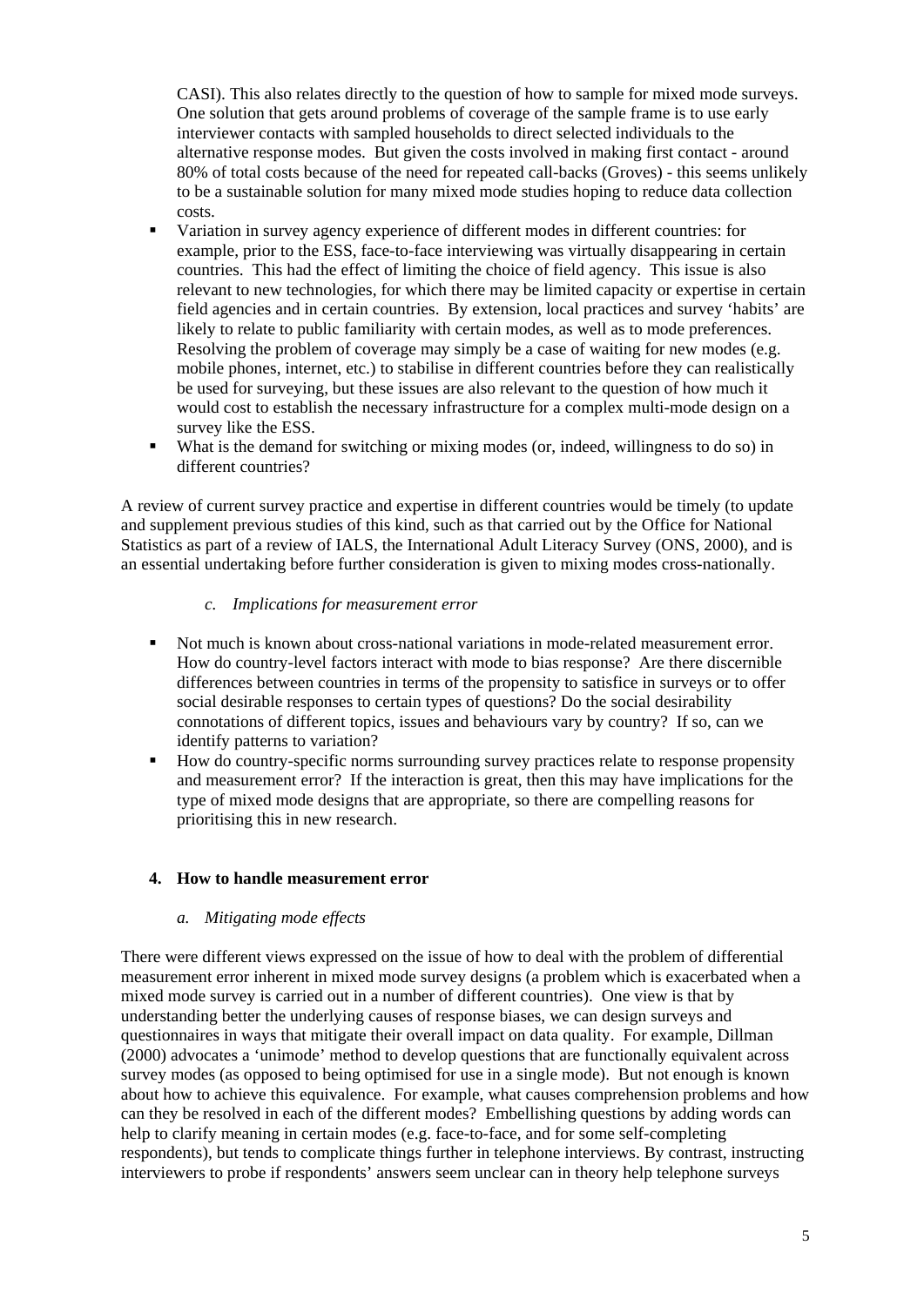CASI). This also relates directly to the question of how to sample for mixed mode surveys. One solution that gets around problems of coverage of the sample frame is to use early interviewer contacts with sampled households to direct selected individuals to the alternative response modes. But given the costs involved in making first contact - around 80% of total costs because of the need for repeated call-backs (Groves) - this seems unlikely to be a sustainable solution for many mixed mode studies hoping to reduce data collection costs.

- Variation in survey agency experience of different modes in different countries: for example, prior to the ESS, face-to-face interviewing was virtually disappearing in certain countries. This had the effect of limiting the choice of field agency. This issue is also relevant to new technologies, for which there may be limited capacity or expertise in certain field agencies and in certain countries. By extension, local practices and survey 'habits' are likely to relate to public familiarity with certain modes, as well as to mode preferences. Resolving the problem of coverage may simply be a case of waiting for new modes (e.g. mobile phones, internet, etc.) to stabilise in different countries before they can realistically be used for surveying, but these issues are also relevant to the question of how much it would cost to establish the necessary infrastructure for a complex multi-mode design on a survey like the ESS.
- What is the demand for switching or mixing modes (or, indeed, willingness to do so) in different countries?

A review of current survey practice and expertise in different countries would be timely (to update and supplement previous studies of this kind, such as that carried out by the Office for National Statistics as part of a review of IALS, the International Adult Literacy Survey (ONS, 2000), and is an essential undertaking before further consideration is given to mixing modes cross-nationally.

### *c. Implications for measurement error*

- Not much is known about cross-national variations in mode-related measurement error. How do country-level factors interact with mode to bias response? Are there discernible differences between countries in terms of the propensity to satisfice in surveys or to offer social desirable responses to certain types of questions? Do the social desirability connotations of different topics, issues and behaviours vary by country? If so, can we identify patterns to variation?
- How do country-specific norms surrounding survey practices relate to response propensity and measurement error? If the interaction is great, then this may have implications for the type of mixed mode designs that are appropriate, so there are compelling reasons for prioritising this in new research.

## 4. How to handle measurement error

### *a. Mitigating mode effects*

There were different views expressed on the issue of how to deal with the problem of differential measurement error inherent in mixed mode survey designs (a problem which is exacerbated when a mixed mode survey is carried out in a number of different countries). One view is that by understanding better the underlying causes of response biases, we can design surveys and questionnaires in ways that mitigate their overall impact on data quality. For example, Dillman (2000) advocates a 'unimode' method to develop questions that are functionally equivalent across survey modes (as opposed to being optimised for use in a single mode). But not enough is known about how to achieve this equivalence. For example, what causes comprehension problems and how can they be resolved in each of the different modes? Embellishing questions by adding words can help to clarify meaning in certain modes (e.g. face-to-face, and for some self-completing respondents), but tends to complicate things further in telephone interviews. By contrast, instructing interviewers to probe if respondents' answers seem unclear can in theory help telephone surveys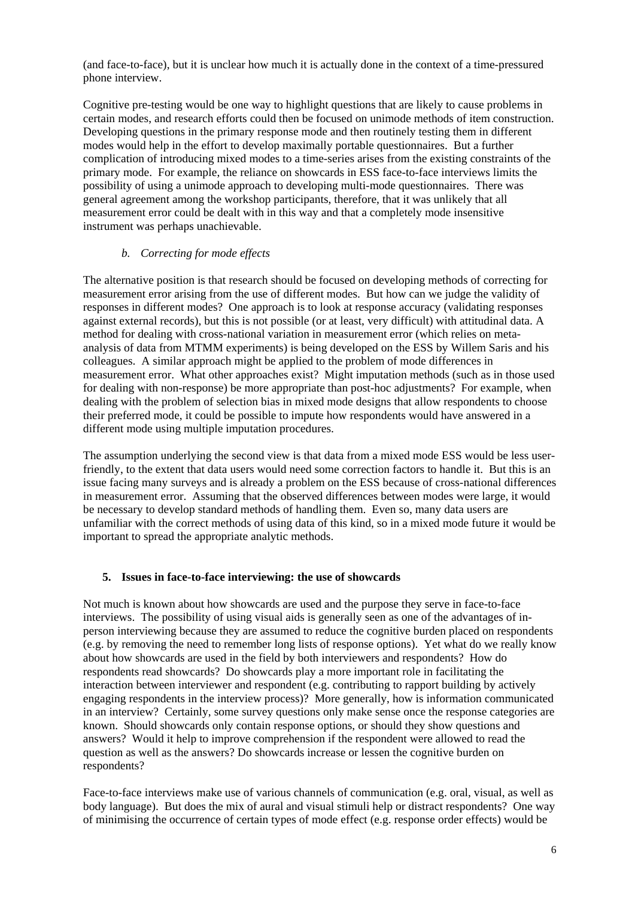(and face-to-face), but it is unclear how much it is actually done in the context of a time-pressured phone interview.

Cognitive pre-testing would be one way to highlight questions that are likely to cause problems in certain modes, and research efforts could then be focused on unimode methods of item construction. Developing questions in the primary response mode and then routinely testing them in different modes would help in the effort to develop maximally portable questionnaires. But a further complication of introducing mixed modes to a time-series arises from the existing constraints of the primary mode. For example, the reliance on showcards in ESS face-to-face interviews limits the possibility of using a unimode approach to developing multi-mode questionnaires. There was general agreement among the workshop participants, therefore, that it was unlikely that all measurement error could be dealt with in this way and that a completely mode insensitive instrument was perhaps unachievable.

*b. Correcting for mode effects*

The alternative position is that research should be focused on developing methods of correcting for measurement error arising from the use of different modes. But how can we judge the validity of responses in different modes? One approach is to look at response accuracy (validating responses against external records), but this is not possible (or at least, very difficult) with attitudinal data. A method for dealing with cross-national variation in measurement error (which relies on meta-analysis of data from MTMM experiments) is being developed on the ESS by Willem Saris and his colleagues. A similar approach might be applied to the problem of mode differences in measurement error. What other approaches exist? Might imputation methods (such as in those used for dealing with non-response) be more appropriate than post-hoc adjustments? For example, when dealing with the problem of selection bias in mixed mode designs that allow respondents to choose their preferred mode, it could be possible to impute how respondents would have answered in a different mode using multiple imputation procedures.

The assumption underlying the second view is that data from a mixed mode ESS would be less user-friendly, to the extent that data users would need some correction factors to handle it. But this is an issue facing many surveys and is already a problem on the ESS because of cross-national differences in measurement error. Assuming that the observed differences between modes were large, it would be necessary to develop standard methods of handling them. Even so, many data users are unfamiliar with the correct methods of using data of this kind, so in a mixed mode future it would be important to spread the appropriate analytic methods.

## 5. Issues in face-to-face interviewing: the use of showcards

Not much is known about how showcards are used and the purpose they serve in face-to-face interviews. The possibility of using visual aids is generally seen as one of the advantages of in-person interviewing because they are assumed to reduce the cognitive burden placed on respondents (e.g. by removing the need to remember long lists of response options). Yet what do we really know about how showcards are used in the field by both interviewers and respondents? How do respondents read showcards? Do showcards play a more important role in facilitating the interaction between interviewer and respondent (e.g. contributing to rapport building by actively engaging respondents in the interview process)? More generally, how is information communicated in an interview? Certainly, some survey questions only make sense once the response categories are known. Should showcards only contain response options, or should they show questions and answers? Would it help to improve comprehension if the respondent were allowed to read the question as well as the answers? Do showcards increase or lessen the cognitive burden on respondents?

Face-to-face interviews make use of various channels of communication (e.g. oral, visual, as well as body language). But does the mix of aural and visual stimuli help or distract respondents? One way of minimising the occurrence of certain types of mode effect (e.g. response order effects) would be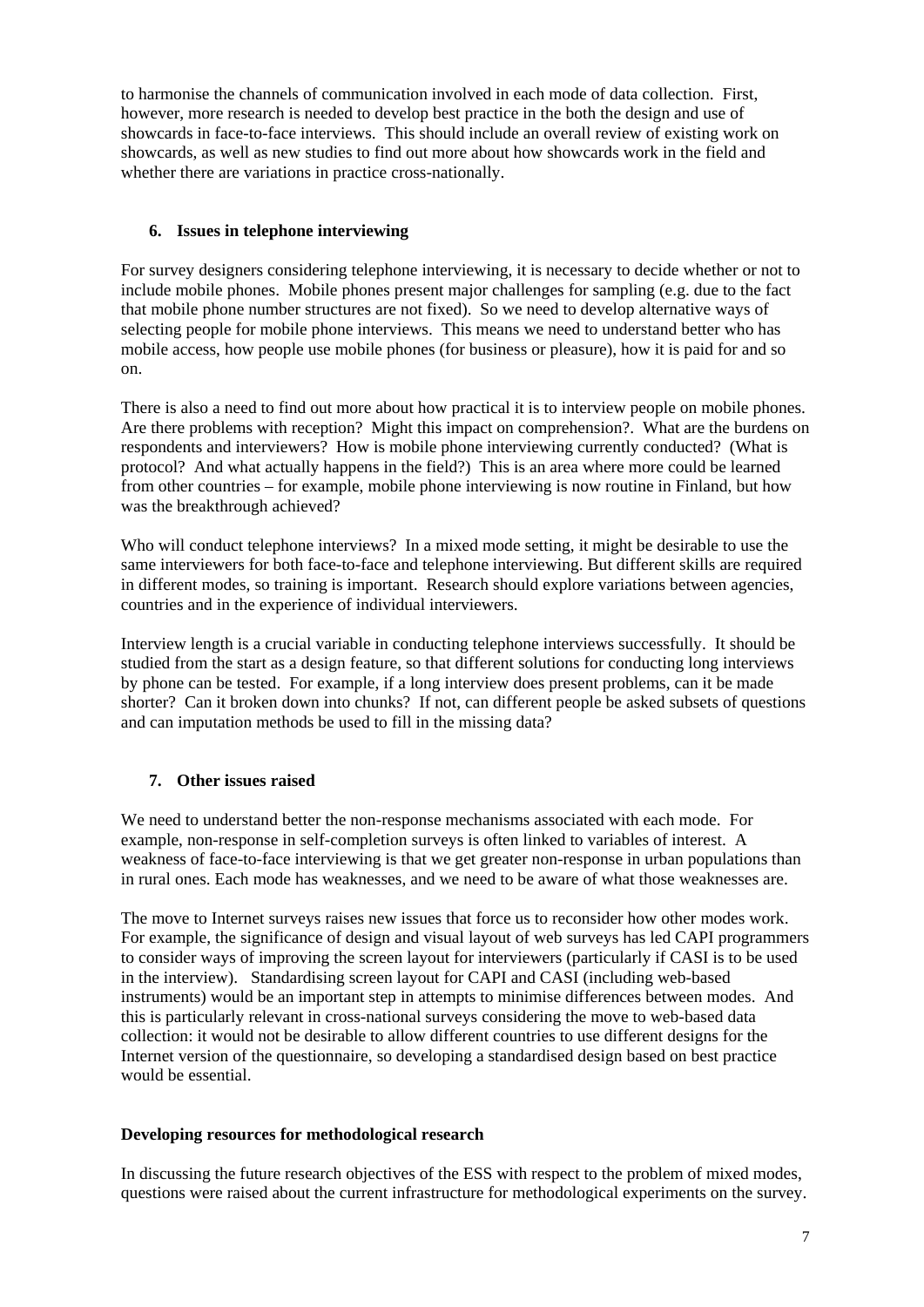to harmonise the channels of communication involved in each mode of data collection. First, however, more research is needed to develop best practice in the both the design and use of showcards in face-to-face interviews. This should include an overall review of existing work on showcards, as well as new studies to find out more about how showcards work in the field and whether there are variations in practice cross-nationally.

### 6. Issues in telephone interviewing

For survey designers considering telephone interviewing, it is necessary to decide whether or not to include mobile phones. Mobile phones present major challenges for sampling (e.g. due to the fact that mobile phone number structures are not fixed). So we need to develop alternative ways of selecting people for mobile phone interviews. This means we need to understand better who has mobile access, how people use mobile phones (for business or pleasure), how it is paid for and so on.

There is also a need to find out more about how practical it is to interview people on mobile phones. Are there problems with reception? Might this impact on comprehension?. What are the burdens on respondents and interviewers? How is mobile phone interviewing currently conducted? (What is protocol? And what actually happens in the field?) This is an area where more could be learned from other countries – for example, mobile phone interviewing is now routine in Finland, but how was the breakthrough achieved?

Who will conduct telephone interviews? In a mixed mode setting, it might be desirable to use the same interviewers for both face-to-face and telephone interviewing. But different skills are required in different modes, so training is important. Research should explore variations between agencies, countries and in the experience of individual interviewers.

Interview length is a crucial variable in conducting telephone interviews successfully. It should be studied from the start as a design feature, so that different solutions for conducting long interviews by phone can be tested. For example, if a long interview does present problems, can it be made shorter? Can it broken down into chunks? If not, can different people be asked subsets of questions and can imputation methods be used to fill in the missing data?

### 7. Other issues raised

We need to understand better the non-response mechanisms associated with each mode. For example, non-response in self-completion surveys is often linked to variables of interest. A weakness of face-to-face interviewing is that we get greater non-response in urban populations than in rural ones. Each mode has weaknesses, and we need to be aware of what those weaknesses are.

The move to Internet surveys raises new issues that force us to reconsider how other modes work. For example, the significance of design and visual layout of web surveys has led CAPI programmers to consider ways of improving the screen layout for interviewers (particularly if CASI is to be used in the interview). Standardising screen layout for CAPI and CASI (including web-based instruments) would be an important step in attempts to minimise differences between modes. And this is particularly relevant in cross-national surveys considering the move to web-based data collection: it would not be desirable to allow different countries to use different designs for the Internet version of the questionnaire, so developing a standardised design based on best practice would be essential.

## Developing resources for methodological research

In discussing the future research objectives of the ESS with respect to the problem of mixed modes, questions were raised about the current infrastructure for methodological experiments on the survey.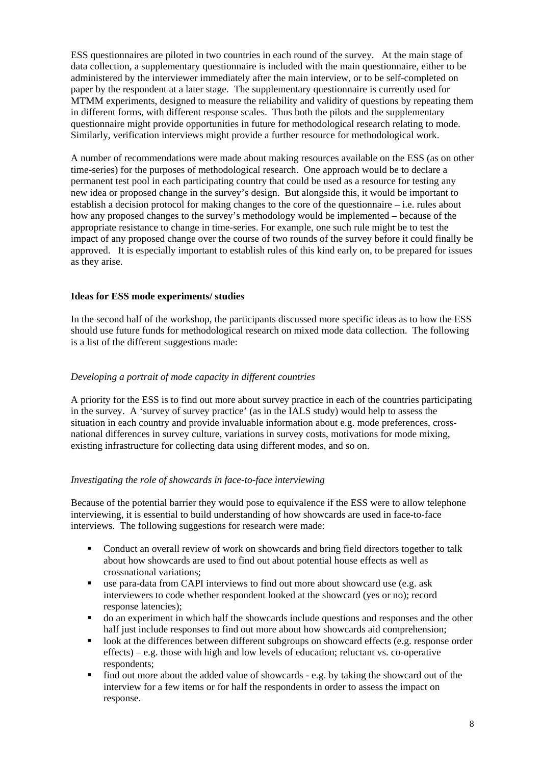ESS questionnaires are piloted in two countries in each round of the survey. At the main stage of data collection, a supplementary questionnaire is included with the main questionnaire, either to be administered by the interviewer immediately after the main interview, or to be self-completed on paper by the respondent at a later stage. The supplementary questionnaire is currently used for MTMM experiments, designed to measure the reliability and validity of questions by repeating them in different forms, with different response scales. Thus both the pilots and the supplementary questionnaire might provide opportunities in future for methodological research relating to mode. Similarly, verification interviews might provide a further resource for methodological work.

A number of recommendations were made about making resources available on the ESS (as on other time-series) for the purposes of methodological research. One approach would be to declare a permanent test pool in each participating country that could be used as a resource for testing any new idea or proposed change in the survey's design. But alongside this, it would be important to establish a decision protocol for making changes to the core of the questionnaire – i.e. rules about how any proposed changes to the survey's methodology would be implemented – because of the appropriate resistance to change in time-series. For example, one such rule might be to test the impact of any proposed change over the course of two rounds of the survey before it could finally be approved. It is especially important to establish rules of this kind early on, to be prepared for issues as they arise.

**Ideas for ESS mode experiments/ studies**

In the second half of the workshop, the participants discussed more specific ideas as to how the ESS should use future funds for methodological research on mixed mode data collection. The following is a list of the different suggestions made:

*Developing a portrait of mode capacity in different countries*

A priority for the ESS is to find out more about survey practice in each of the countries participating in the survey. A 'survey of survey practice' (as in the IALS study) would help to assess the situation in each country and provide invaluable information about e.g. mode preferences, cross-national differences in survey culture, variations in survey costs, motivations for mode mixing, existing infrastructure for collecting data using different modes, and so on.

*Investigating the role of showcards in face-to-face interviewing*

Because of the potential barrier they would pose to equivalence if the ESS were to allow telephone interviewing, it is essential to build understanding of how showcards are used in face-to-face interviews. The following suggestions for research were made:

- Conduct an overall review of work on showcards and bring field directors together to talk about how showcards are used to find out about potential house effects as well as crossnational variations;
- use para-data from CAPI interviews to find out more about showcard use (e.g. ask interviewers to code whether respondent looked at the showcard (yes or no); record response latencies);
- do an experiment in which half the showcards include questions and responses and the other half just include responses to find out more about how showcards aid comprehension;
- look at the differences between different subgroups on showcard effects (e.g. response order effects) – e.g. those with high and low levels of education; reluctant vs. co-operative respondents;
- find out more about the added value of showcards - e.g. by taking the showcard out of the interview for a few items or for half the respondents in order to assess the impact on response.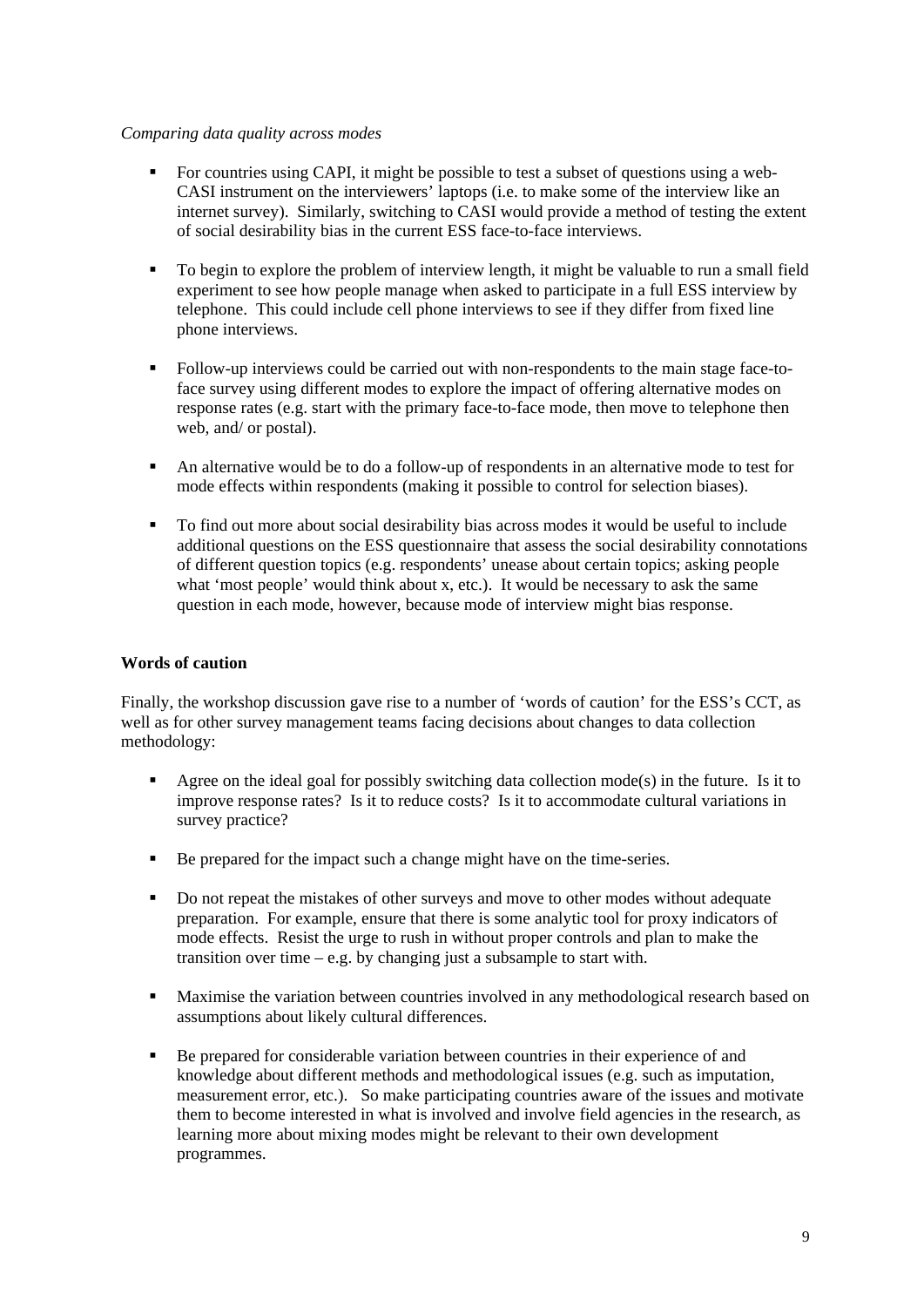*Comparing data quality across modes*

- For countries using CAPI, it might be possible to test a subset of questions using a web-CASI instrument on the interviewers' laptops (i.e. to make some of the interview like an internet survey). Similarly, switching to CASI would provide a method of testing the extent of social desirability bias in the current ESS face-to-face interviews.

- To begin to explore the problem of interview length, it might be valuable to run a small field experiment to see how people manage when asked to participate in a full ESS interview by telephone. This could include cell phone interviews to see if they differ from fixed line phone interviews.

- Follow-up interviews could be carried out with non-respondents to the main stage face-to-face survey using different modes to explore the impact of offering alternative modes on response rates (e.g. start with the primary face-to-face mode, then move to telephone then web, and/ or postal).

- An alternative would be to do a follow-up of respondents in an alternative mode to test for mode effects within respondents (making it possible to control for selection biases).

- To find out more about social desirability bias across modes it would be useful to include additional questions on the ESS questionnaire that assess the social desirability connotations of different question topics (e.g. respondents' unease about certain topics; asking people what 'most people' would think about x, etc.). It would be necessary to ask the same question in each mode, however, because mode of interview might bias response.

**Words of caution**

Finally, the workshop discussion gave rise to a number of 'words of caution' for the ESS's CCT, as well as for other survey management teams facing decisions about changes to data collection methodology:

- Agree on the ideal goal for possibly switching data collection mode(s) in the future. Is it to improve response rates? Is it to reduce costs? Is it to accommodate cultural variations in survey practice?

- Be prepared for the impact such a change might have on the time-series.

- Do not repeat the mistakes of other surveys and move to other modes without adequate preparation. For example, ensure that there is some analytic tool for proxy indicators of mode effects. Resist the urge to rush in without proper controls and plan to make the transition over time – e.g. by changing just a subsample to start with.

- Maximise the variation between countries involved in any methodological research based on assumptions about likely cultural differences.

- Be prepared for considerable variation between countries in their experience of and knowledge about different methods and methodological issues (e.g. such as imputation, measurement error, etc.). So make participating countries aware of the issues and motivate them to become interested in what is involved and involve field agencies in the research, as learning more about mixing modes might be relevant to their own development programmes.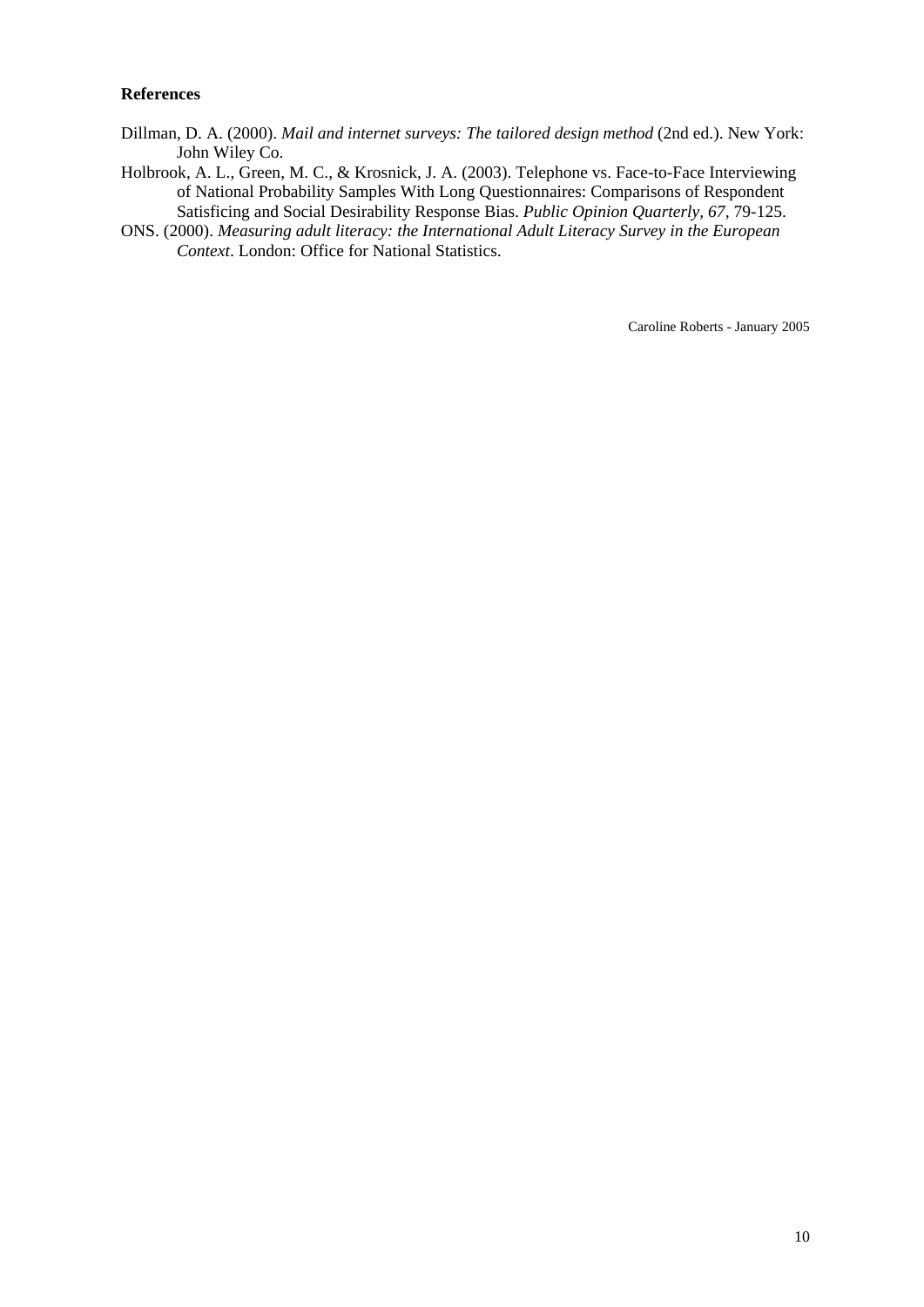**References**

Dillman, D. A. (2000). *Mail and internet surveys: The tailored design method* (2nd ed.). New York: John Wiley Co.

Holbrook, A. L., Green, M. C., & Krosnick, J. A. (2003). Telephone vs. Face-to-Face Interviewing of National Probability Samples With Long Questionnaires: Comparisons of Respondent Satisficing and Social Desirability Response Bias. *Public Opinion Quarterly, 67*, 79-125.

ONS. (2000). *Measuring adult literacy: the International Adult Literacy Survey in the European Context*. London: Office for National Statistics.

Caroline Roberts - January 2005